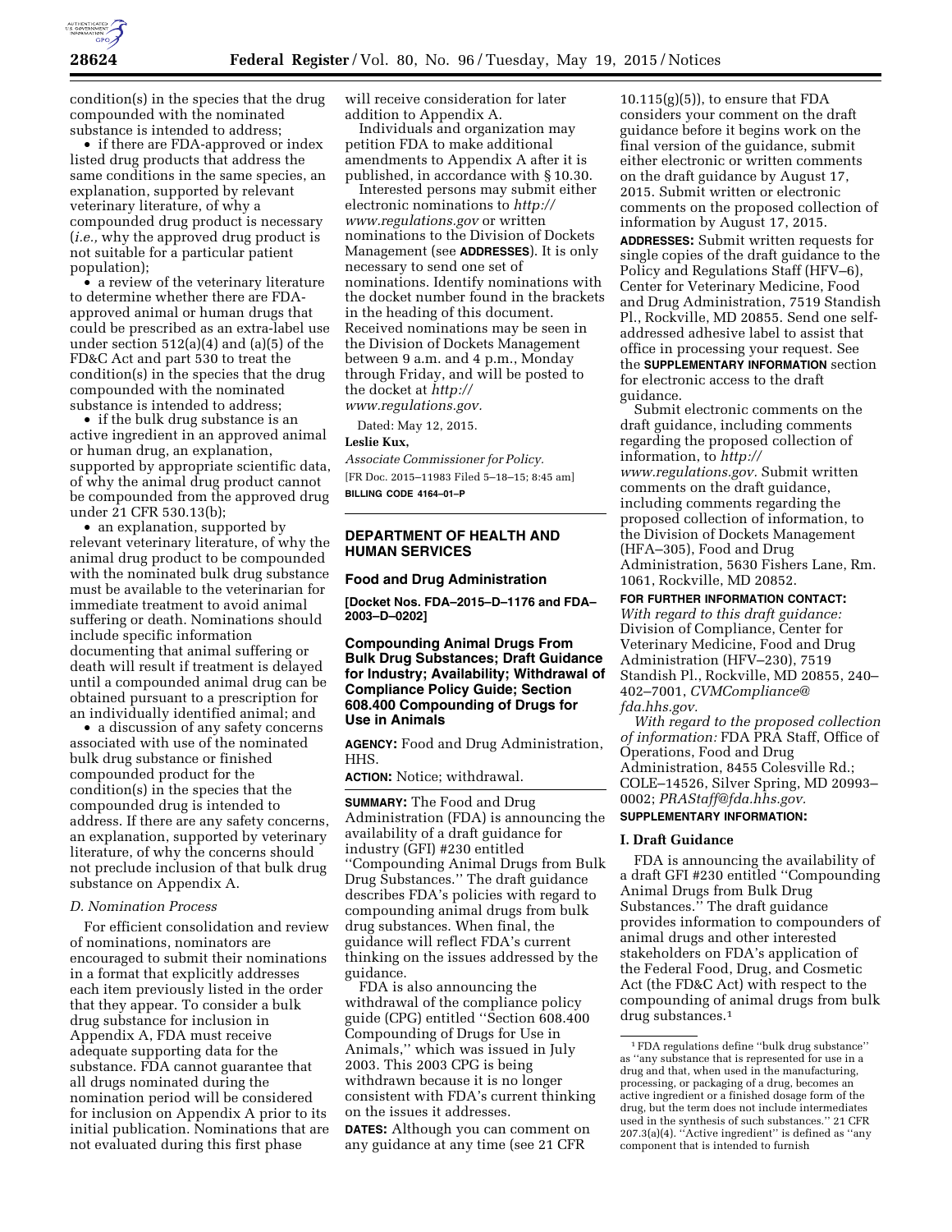condition(s) in the species that the drug compounded with the nominated substance is intended to address;

- if there are FDA-approved or index listed drug products that address the same conditions in the same species, an explanation, supported by relevant veterinary literature, of why a compounded drug product is necessary (*i.e.,* why the approved drug product is not suitable for a particular patient population);
- a review of the veterinary literature to determine whether there are FDA-approved animal or human drugs that could be prescribed as an extra-label use under section 512(a)(4) and (a)(5) of the FD&C Act and part 530 to treat the condition(s) in the species that the drug compounded with the nominated substance is intended to address;
- if the bulk drug substance is an active ingredient in an approved animal or human drug, an explanation, supported by appropriate scientific data, of why the animal drug product cannot be compounded from the approved drug under 21 CFR 530.13(b);
- an explanation, supported by relevant veterinary literature, of why the animal drug product to be compounded with the nominated bulk drug substance must be available to the veterinarian for immediate treatment to avoid animal suffering or death. Nominations should include specific information documenting that animal suffering or death will result if treatment is delayed until a compounded animal drug can be obtained pursuant to a prescription for an individually identified animal; and
- a discussion of any safety concerns associated with use of the nominated bulk drug substance or finished compounded product for the condition(s) in the species that the compounded drug is intended to address. If there are any safety concerns, an explanation, supported by veterinary literature, of why the concerns should not preclude inclusion of that bulk drug substance on Appendix A.

*D. Nomination Process*

For efficient consolidation and review of nominations, nominators are encouraged to submit their nominations in a format that explicitly addresses each item previously listed in the order that they appear. To consider a bulk drug substance for inclusion in Appendix A, FDA must receive adequate supporting data for the substance. FDA cannot guarantee that all drugs nominated during the nomination period will be considered for inclusion on Appendix A prior to its initial publication. Nominations that are not evaluated during this first phase will receive consideration for later addition to Appendix A.

Individuals and organization may petition FDA to make additional amendments to Appendix A after it is published, in accordance with § 10.30.

Interested persons may submit either electronic nominations to *http://www.regulations.gov* or written nominations to the Division of Dockets Management (see **ADDRESSES**). It is only necessary to send one set of nominations. Identify nominations with the docket number found in the brackets in the heading of this document. Received nominations may be seen in the Division of Dockets Management between 9 a.m. and 4 p.m., Monday through Friday, and will be posted to the docket at *http://www.regulations.gov.*

Dated: May 12, 2015.

**Leslie Kux,**

*Associate Commissioner for Policy.*

[FR Doc. 2015–11983 Filed 5–18–15; 8:45 am]

**BILLING CODE 4164–01–P**

## DEPARTMENT OF HEALTH AND HUMAN SERVICES

### Food and Drug Administration

**[Docket Nos. FDA–2015–D–1176 and FDA–2003–D–0202]**

### Compounding Animal Drugs From Bulk Drug Substances; Draft Guidance for Industry; Availability; Withdrawal of Compliance Policy Guide; Section 608.400 Compounding of Drugs for Use in Animals

**AGENCY:** Food and Drug Administration, HHS.

**ACTION:** Notice; withdrawal.

**SUMMARY:** The Food and Drug Administration (FDA) is announcing the availability of a draft guidance for industry (GFI) #230 entitled ''Compounding Animal Drugs from Bulk Drug Substances.'' The draft guidance describes FDA's policies with regard to compounding animal drugs from bulk drug substances. When final, the guidance will reflect FDA's current thinking on the issues addressed by the guidance.

FDA is also announcing the withdrawal of the compliance policy guide (CPG) entitled ''Section 608.400 Compounding of Drugs for Use in Animals,'' which was issued in July 2003. This 2003 CPG is being withdrawn because it is no longer consistent with FDA's current thinking on the issues it addresses.

**DATES:** Although you can comment on any guidance at any time (see 21 CFR 10.115(g)(5)), to ensure that FDA considers your comment on the draft guidance before it begins work on the final version of the guidance, submit either electronic or written comments on the draft guidance by August 17, 2015. Submit written or electronic comments on the proposed collection of information by August 17, 2015.

**ADDRESSES:** Submit written requests for single copies of the draft guidance to the Policy and Regulations Staff (HFV–6), Center for Veterinary Medicine, Food and Drug Administration, 7519 Standish Pl., Rockville, MD 20855. Send one self-addressed adhesive label to assist that office in processing your request. See the **SUPPLEMENTARY INFORMATION** section for electronic access to the draft guidance.

Submit electronic comments on the draft guidance, including comments regarding the proposed collection of information, to *http://www.regulations.gov.* Submit written comments on the draft guidance, including comments regarding the proposed collection of information, to the Division of Dockets Management (HFA–305), Food and Drug Administration, 5630 Fishers Lane, Rm. 1061, Rockville, MD 20852.

**FOR FURTHER INFORMATION CONTACT:**

*With regard to this draft guidance:* Division of Compliance, Center for Veterinary Medicine, Food and Drug Administration (HFV–230), 7519 Standish Pl., Rockville, MD 20855, 240–402–7001, *CVMCompliance@fda.hhs.gov.*

*With regard to the proposed collection of information:* FDA PRA Staff, Office of Operations, Food and Drug Administration, 8455 Colesville Rd.; COLE–14526, Silver Spring, MD 20993–0002; *PRAStaff@fda.hhs.gov.*

**SUPPLEMENTARY INFORMATION:**

#### I. Draft Guidance

FDA is announcing the availability of a draft GFI #230 entitled ''Compounding Animal Drugs from Bulk Drug Substances.'' The draft guidance provides information to compounders of animal drugs and other interested stakeholders on FDA's application of the Federal Food, Drug, and Cosmetic Act (the FD&C Act) with respect to the compounding of animal drugs from bulk drug substances.[1]

[1] FDA regulations define ''bulk drug substance'' as ''any substance that is represented for use in a drug and that, when used in the manufacturing, processing, or packaging of a drug, becomes an active ingredient or a finished dosage form of the drug, but the term does not include intermediates used in the synthesis of such substances.'' 21 CFR 207.3(a)(4). ''Active ingredient'' is defined as ''any component that is intended to furnish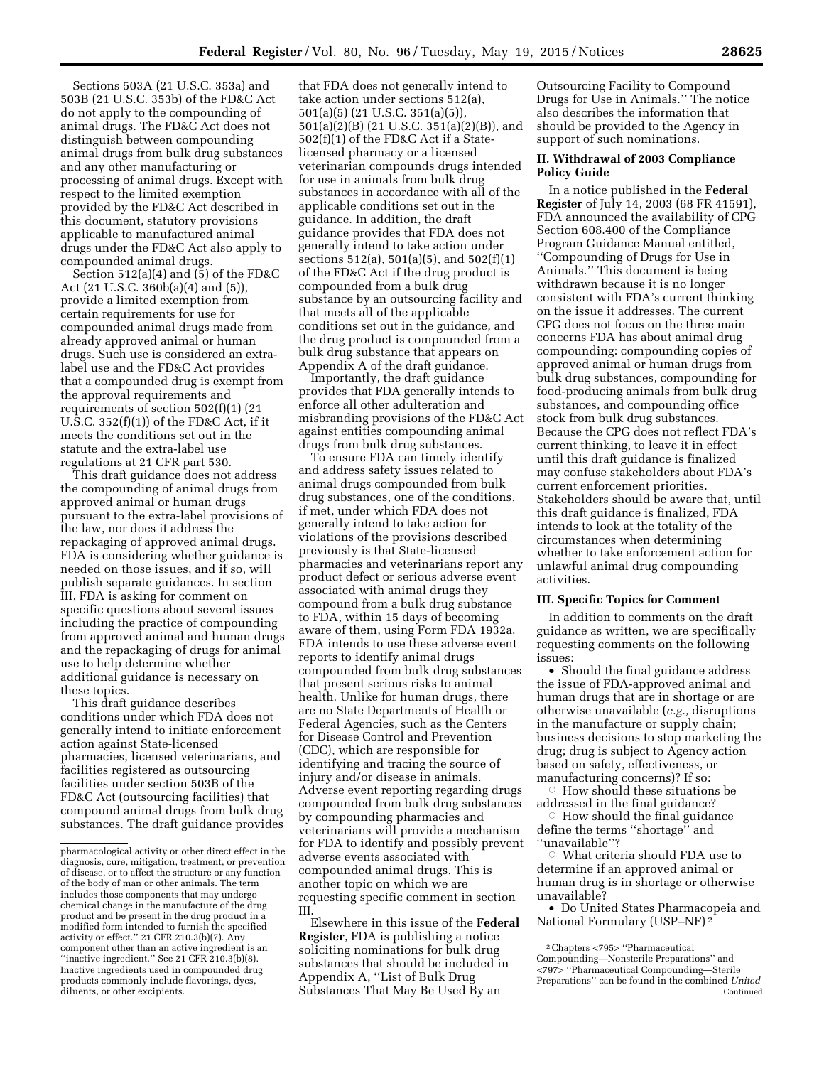Sections 503A (21 U.S.C. 353a) and 503B (21 U.S.C. 353b) of the FD&C Act do not apply to the compounding of animal drugs. The FD&C Act does not distinguish between compounding animal drugs from bulk drug substances and any other manufacturing or processing of animal drugs. Except with respect to the limited exemption provided by the FD&C Act described in this document, statutory provisions applicable to manufactured animal drugs under the FD&C Act also apply to compounded animal drugs.

Section 512(a)(4) and (5) of the FD&C Act (21 U.S.C. 360b(a)(4) and (5)), provide a limited exemption from certain requirements for use for compounded animal drugs made from already approved animal or human drugs. Such use is considered an extra-label use and the FD&C Act provides that a compounded drug is exempt from the approval requirements and requirements of section 502(f)(1) (21 U.S.C. 352(f)(1)) of the FD&C Act, if it meets the conditions set out in the statute and the extra-label use regulations at 21 CFR part 530.

This draft guidance does not address the compounding of animal drugs from approved animal or human drugs pursuant to the extra-label provisions of the law, nor does it address the repackaging of approved animal drugs. FDA is considering whether guidance is needed on those issues, and if so, will publish separate guidances. In section III, FDA is asking for comment on specific questions about several issues including the practice of compounding from approved animal and human drugs and the repackaging of drugs for animal use to help determine whether additional guidance is necessary on these topics.

This draft guidance describes conditions under which FDA does not generally intend to initiate enforcement action against State-licensed pharmacies, licensed veterinarians, and facilities registered as outsourcing facilities under section 503B of the FD&C Act (outsourcing facilities) that compound animal drugs from bulk drug substances. The draft guidance provides that FDA does not generally intend to take action under sections 512(a), 501(a)(5) (21 U.S.C. 351(a)(5)), 501(a)(2)(B) (21 U.S.C. 351(a)(2)(B)), and 502(f)(1) of the FD&C Act if a State-licensed pharmacy or a licensed veterinarian compounds drugs intended for use in animals from bulk drug substances in accordance with all of the applicable conditions set out in the guidance. In addition, the draft guidance provides that FDA does not generally intend to take action under sections 512(a), 501(a)(5), and 502(f)(1) of the FD&C Act if the drug product is compounded from a bulk drug substance by an outsourcing facility and that meets all of the applicable conditions set out in the guidance, and the drug product is compounded from a bulk drug substance that appears on Appendix A of the draft guidance.

Importantly, the draft guidance provides that FDA generally intends to enforce all other adulteration and misbranding provisions of the FD&C Act against entities compounding animal drugs from bulk drug substances.

To ensure FDA can timely identify and address safety issues related to animal drugs compounded from bulk drug substances, one of the conditions, if met, under which FDA does not generally intend to take action for violations of the provisions described previously is that State-licensed pharmacies and veterinarians report any product defect or serious adverse event associated with animal drugs they compound from a bulk drug substance to FDA, within 15 days of becoming aware of them, using Form FDA 1932a. FDA intends to use these adverse event reports to identify animal drugs compounded from bulk drug substances that present serious risks to animal health. Unlike for human drugs, there are no State Departments of Health or Federal Agencies, such as the Centers for Disease Control and Prevention (CDC), which are responsible for identifying and tracing the source of injury and/or disease in animals. Adverse event reporting regarding drugs compounded from bulk drug substances by compounding pharmacies and veterinarians will provide a mechanism for FDA to identify and possibly prevent adverse events associated with compounded animal drugs. This is another topic on which we are requesting specific comment in section III.

Elsewhere in this issue of the **Federal Register**, FDA is publishing a notice soliciting nominations for bulk drug substances that should be included in Appendix A, "List of Bulk Drug Substances That May Be Used By an Outsourcing Facility to Compound Drugs for Use in Animals." The notice also describes the information that should be provided to the Agency in support of such nominations.

## II. Withdrawal of 2003 Compliance Policy Guide

In a notice published in the **Federal Register** of July 14, 2003 (68 FR 41591), FDA announced the availability of CPG Section 608.400 of the Compliance Program Guidance Manual entitled, "Compounding of Drugs for Use in Animals." This document is being withdrawn because it is no longer consistent with FDA's current thinking on the issue it addresses. The current CPG does not focus on the three main concerns FDA has about animal drug compounding: compounding copies of approved animal or human drugs from bulk drug substances, compounding for food-producing animals from bulk drug substances, and compounding office stock from bulk drug substances. Because the CPG does not reflect FDA's current thinking, to leave it in effect until this draft guidance is finalized may confuse stakeholders about FDA's current enforcement priorities. Stakeholders should be aware that, until this draft guidance is finalized, FDA intends to look at the totality of the circumstances when determining whether to take enforcement action for unlawful animal drug compounding activities.

## III. Specific Topics for Comment

In addition to comments on the draft guidance as written, we are specifically requesting comments on the following issues:

- Should the final guidance address the issue of FDA-approved animal and human drugs that are in shortage or are otherwise unavailable (*e.g.,* disruptions in the manufacture or supply chain; business decisions to stop marketing the drug; drug is subject to Agency action based on safety, effectiveness, or manufacturing concerns)? If so:
  - How should these situations be addressed in the final guidance?
  - How should the final guidance define the terms "shortage" and "unavailable"?
  - What criteria should FDA use to determine if an approved animal or human drug is in shortage or otherwise unavailable?
- Do United States Pharmacopeia and National Formulary (USP–NF) [2]

---

pharmacological activity or other direct effect in the diagnosis, cure, mitigation, treatment, or prevention of disease, or to affect the structure or any function of the body of man or other animals. The term includes those components that may undergo chemical change in the manufacture of the drug product and be present in the drug product in a modified form intended to furnish the specified activity or effect." 21 CFR 210.3(b)(7). Any component other than an active ingredient is an "inactive ingredient." See 21 CFR 210.3(b)(8). Inactive ingredients used in compounded drug products commonly include flavorings, dyes, diluents, or other excipients.

[2] Chapters <795> "Pharmaceutical Compounding—Nonsterile Preparations" and <797> "Pharmaceutical Compounding—Sterile Preparations" can be found in the combined *United* Continued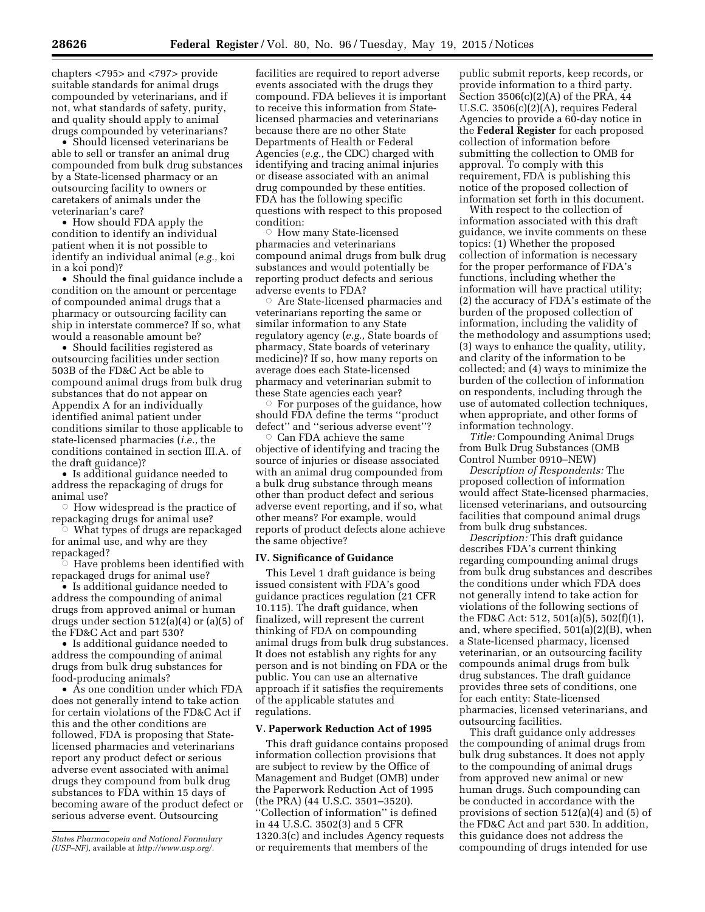chapters <795> and <797> provide suitable standards for animal drugs compounded by veterinarians, and if not, what standards of safety, purity, and quality should apply to animal drugs compounded by veterinarians?

- Should licensed veterinarians be able to sell or transfer an animal drug compounded from bulk drug substances by a State-licensed pharmacy or an outsourcing facility to owners or caretakers of animals under the veterinarian's care?
- How should FDA apply the condition to identify an individual patient when it is not possible to identify an individual animal (*e.g.,* koi in a koi pond)?
- Should the final guidance include a condition on the amount or percentage of compounded animal drugs that a pharmacy or outsourcing facility can ship in interstate commerce? If so, what would a reasonable amount be?
- Should facilities registered as outsourcing facilities under section 503B of the FD&C Act be able to compound animal drugs from bulk drug substances that do not appear on Appendix A for an individually identified animal patient under conditions similar to those applicable to state-licensed pharmacies (*i.e.,* the conditions contained in section III.A. of the draft guidance)?
- Is additional guidance needed to address the repackaging of drugs for animal use?
  - How widespread is the practice of repackaging drugs for animal use?
  - What types of drugs are repackaged for animal use, and why are they repackaged?
  - Have problems been identified with repackaged drugs for animal use?
- Is additional guidance needed to address the compounding of animal drugs from approved animal or human drugs under section 512(a)(4) or (a)(5) of the FD&C Act and part 530?
- Is additional guidance needed to address the compounding of animal drugs from bulk drug substances for food-producing animals?
- As one condition under which FDA does not generally intend to take action for certain violations of the FD&C Act if this and the other conditions are followed, FDA is proposing that State-licensed pharmacies and veterinarians report any product defect or serious adverse event associated with animal drugs they compound from bulk drug substances to FDA within 15 days of becoming aware of the product defect or serious adverse event. Outsourcing facilities are required to report adverse events associated with the drugs they compound. FDA believes it is important to receive this information from State-licensed pharmacies and veterinarians because there are no other State Departments of Health or Federal Agencies (*e.g.,* the CDC) charged with identifying and tracing animal injuries or disease associated with an animal drug compounded by these entities. FDA has the following specific questions with respect to this proposed condition:
  - How many State-licensed pharmacies and veterinarians compound animal drugs from bulk drug substances and would potentially be reporting product defects and serious adverse events to FDA?
  - Are State-licensed pharmacies and veterinarians reporting the same or similar information to any State regulatory agency (*e.g.,* State boards of pharmacy, State boards of veterinary medicine)? If so, how many reports on average does each State-licensed pharmacy and veterinarian submit to these State agencies each year?
  - For purposes of the guidance, how should FDA define the terms ''product defect'' and ''serious adverse event''?
  - Can FDA achieve the same objective of identifying and tracing the source of injuries or disease associated with an animal drug compounded from a bulk drug substance through means other than product defect and serious adverse event reporting, and if so, what other means? For example, would reports of product defects alone achieve the same objective?

## IV. Significance of Guidance

This Level 1 draft guidance is being issued consistent with FDA's good guidance practices regulation (21 CFR 10.115). The draft guidance, when finalized, will represent the current thinking of FDA on compounding animal drugs from bulk drug substances. It does not establish any rights for any person and is not binding on FDA or the public. You can use an alternative approach if it satisfies the requirements of the applicable statutes and regulations.

## V. Paperwork Reduction Act of 1995

This draft guidance contains proposed information collection provisions that are subject to review by the Office of Management and Budget (OMB) under the Paperwork Reduction Act of 1995 (the PRA) (44 U.S.C. 3501–3520). ''Collection of information'' is defined in 44 U.S.C. 3502(3) and 5 CFR 1320.3(c) and includes Agency requests or requirements that members of the public submit reports, keep records, or provide information to a third party. Section 3506(c)(2)(A) of the PRA, 44 U.S.C. 3506(c)(2)(A), requires Federal Agencies to provide a 60-day notice in the **Federal Register** for each proposed collection of information before submitting the collection to OMB for approval. To comply with this requirement, FDA is publishing this notice of the proposed collection of information set forth in this document.

With respect to the collection of information associated with this draft guidance, we invite comments on these topics: (1) Whether the proposed collection of information is necessary for the proper performance of FDA's functions, including whether the information will have practical utility; (2) the accuracy of FDA's estimate of the burden of the proposed collection of information, including the validity of the methodology and assumptions used; (3) ways to enhance the quality, utility, and clarity of the information to be collected; and (4) ways to minimize the burden of the collection of information on respondents, including through the use of automated collection techniques, when appropriate, and other forms of information technology.

*Title:* Compounding Animal Drugs from Bulk Drug Substances (OMB Control Number 0910–NEW)

*Description of Respondents:* The proposed collection of information would affect State-licensed pharmacies, licensed veterinarians, and outsourcing facilities that compound animal drugs from bulk drug substances.

*Description:* This draft guidance describes FDA's current thinking regarding compounding animal drugs from bulk drug substances and describes the conditions under which FDA does not generally intend to take action for violations of the following sections of the FD&C Act: 512, 501(a)(5), 502(f)(1), and, where specified, 501(a)(2)(B), when a State-licensed pharmacy, licensed veterinarian, or an outsourcing facility compounds animal drugs from bulk drug substances. The draft guidance provides three sets of conditions, one for each entity: State-licensed pharmacies, licensed veterinarians, and outsourcing facilities.

This draft guidance only addresses the compounding of animal drugs from bulk drug substances. It does not apply to the compounding of animal drugs from approved new animal or new human drugs. Such compounding can be conducted in accordance with the provisions of section 512(a)(4) and (5) of the FD&C Act and part 530. In addition, this guidance does not address the compounding of drugs intended for use

*States Pharmacopeia and National Formulary (USP–NF),* available at *http://www.usp.org/.*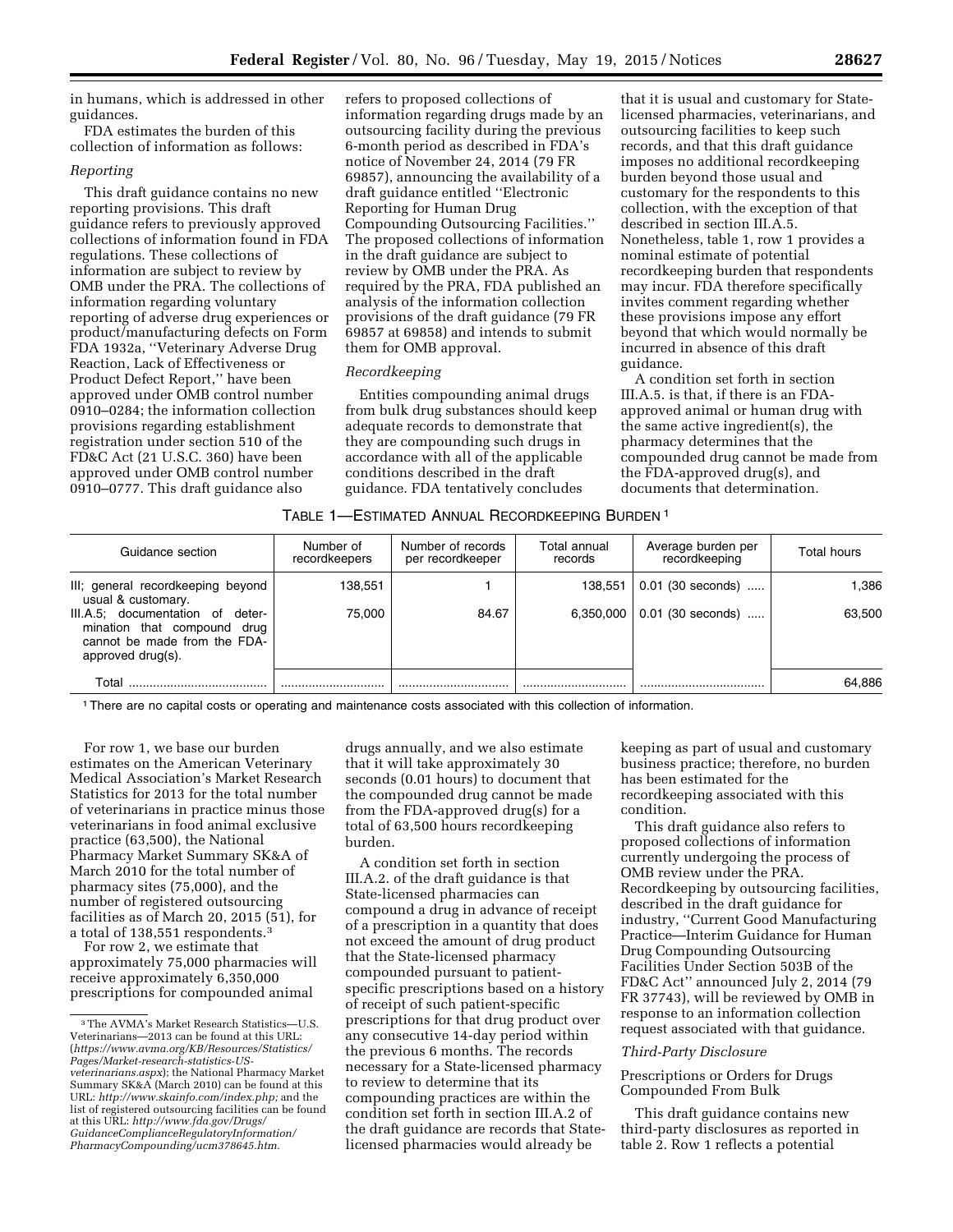in humans, which is addressed in other guidances.

FDA estimates the burden of this collection of information as follows:

*Reporting*

This draft guidance contains no new reporting provisions. This draft guidance refers to previously approved collections of information found in FDA regulations. These collections of information are subject to review by OMB under the PRA. The collections of information regarding voluntary reporting of adverse drug experiences or product/manufacturing defects on Form FDA 1932a, ''Veterinary Adverse Drug Reaction, Lack of Effectiveness or Product Defect Report,'' have been approved under OMB control number 0910–0284; the information collection provisions regarding establishment registration under section 510 of the FD&C Act (21 U.S.C. 360) have been approved under OMB control number 0910–0777. This draft guidance also refers to proposed collections of information regarding drugs made by an outsourcing facility during the previous 6-month period as described in FDA's notice of November 24, 2014 (79 FR 69857), announcing the availability of a draft guidance entitled ''Electronic Reporting for Human Drug Compounding Outsourcing Facilities.'' The proposed collections of information in the draft guidance are subject to review by OMB under the PRA. As required by the PRA, FDA published an analysis of the information collection provisions of the draft guidance (79 FR 69857 at 69858) and intends to submit them for OMB approval.

*Recordkeeping*

Entities compounding animal drugs from bulk drug substances should keep adequate records to demonstrate that they are compounding such drugs in accordance with all of the applicable conditions described in the draft guidance. FDA tentatively concludes that it is usual and customary for State-licensed pharmacies, veterinarians, and outsourcing facilities to keep such records, and that this draft guidance imposes no additional recordkeeping burden beyond those usual and customary for the respondents to this collection, with the exception of that described in section III.A.5. Nonetheless, table 1, row 1 provides a nominal estimate of potential recordkeeping burden that respondents may incur. FDA therefore specifically invites comment regarding whether these provisions impose any effort beyond that which would normally be incurred in absence of this draft guidance.

A condition set forth in section III.A.5. is that, if there is an FDA-approved animal or human drug with the same active ingredient(s), the pharmacy determines that the compounded drug cannot be made from the FDA-approved drug(s), and documents that determination.

TABLE 1—ESTIMATED ANNUAL RECORDKEEPING BURDEN [1]

| Guidance section | Number of recordkeepers | Number of records per recordkeeper | Total annual records | Average burden per recordkeeping | Total hours |
|---|---|---|---|---|---|
| III; general recordkeeping beyond usual & customary. | 138,551 | 1 | 138,551 | 0.01 (30 seconds) | 1,386 |
| III.A.5; documentation of determination that compound drug cannot be made from the FDA-approved drug(s). | 75,000 | 84.67 | 6,350,000 | 0.01 (30 seconds) | 63,500 |
| Total | | | | | 64,886 |

[1] There are no capital costs or operating and maintenance costs associated with this collection of information.

For row 1, we base our burden estimates on the American Veterinary Medical Association's Market Research Statistics for 2013 for the total number of veterinarians in practice minus those veterinarians in food animal exclusive practice (63,500), the National Pharmacy Market Summary SK&A of March 2010 for the total number of pharmacy sites (75,000), and the number of registered outsourcing facilities as of March 20, 2015 (51), for a total of 138,551 respondents.[3]

For row 2, we estimate that approximately 75,000 pharmacies will receive approximately 6,350,000 prescriptions for compounded animal drugs annually, and we also estimate that it will take approximately 30 seconds (0.01 hours) to document that the compounded drug cannot be made from the FDA-approved drug(s) for a total of 63,500 hours recordkeeping burden.

A condition set forth in section III.A.2. of the draft guidance is that State-licensed pharmacies can compound a drug in advance of receipt of a prescription in a quantity that does not exceed the amount of drug product that the State-licensed pharmacy compounded pursuant to patient-specific prescriptions based on a history of receipt of such patient-specific prescriptions for that drug product over any consecutive 14-day period within the previous 6 months. The records necessary for a State-licensed pharmacy to review to determine that its compounding practices are within the condition set forth in section III.A.2 of the draft guidance are records that State-licensed pharmacies would already be keeping as part of usual and customary business practice; therefore, no burden has been estimated for the recordkeeping associated with this condition.

This draft guidance also refers to proposed collections of information currently undergoing the process of OMB review under the PRA. Recordkeeping by outsourcing facilities, described in the draft guidance for industry, ''Current Good Manufacturing Practice—Interim Guidance for Human Drug Compounding Outsourcing Facilities Under Section 503B of the FD&C Act'' announced July 2, 2014 (79 FR 37743), will be reviewed by OMB in response to an information collection request associated with that guidance.

*Third-Party Disclosure*

Prescriptions or Orders for Drugs Compounded From Bulk

This draft guidance contains new third-party disclosures as reported in table 2. Row 1 reflects a potential

[3] The AVMA's Market Research Statistics—U.S. Veterinarians—2013 can be found at this URL: (*https://www.avma.org/KB/Resources/Statistics/Pages/Market-research-statistics-US-veterinarians.aspx*); the National Pharmacy Market Summary SK&A (March 2010) can be found at this URL: *http://www.skainfo.com/index.php;* and the list of registered outsourcing facilities can be found at this URL: *http://www.fda.gov/Drugs/GuidanceComplianceRegulatoryInformation/PharmacyCompounding/ucm378645.htm.*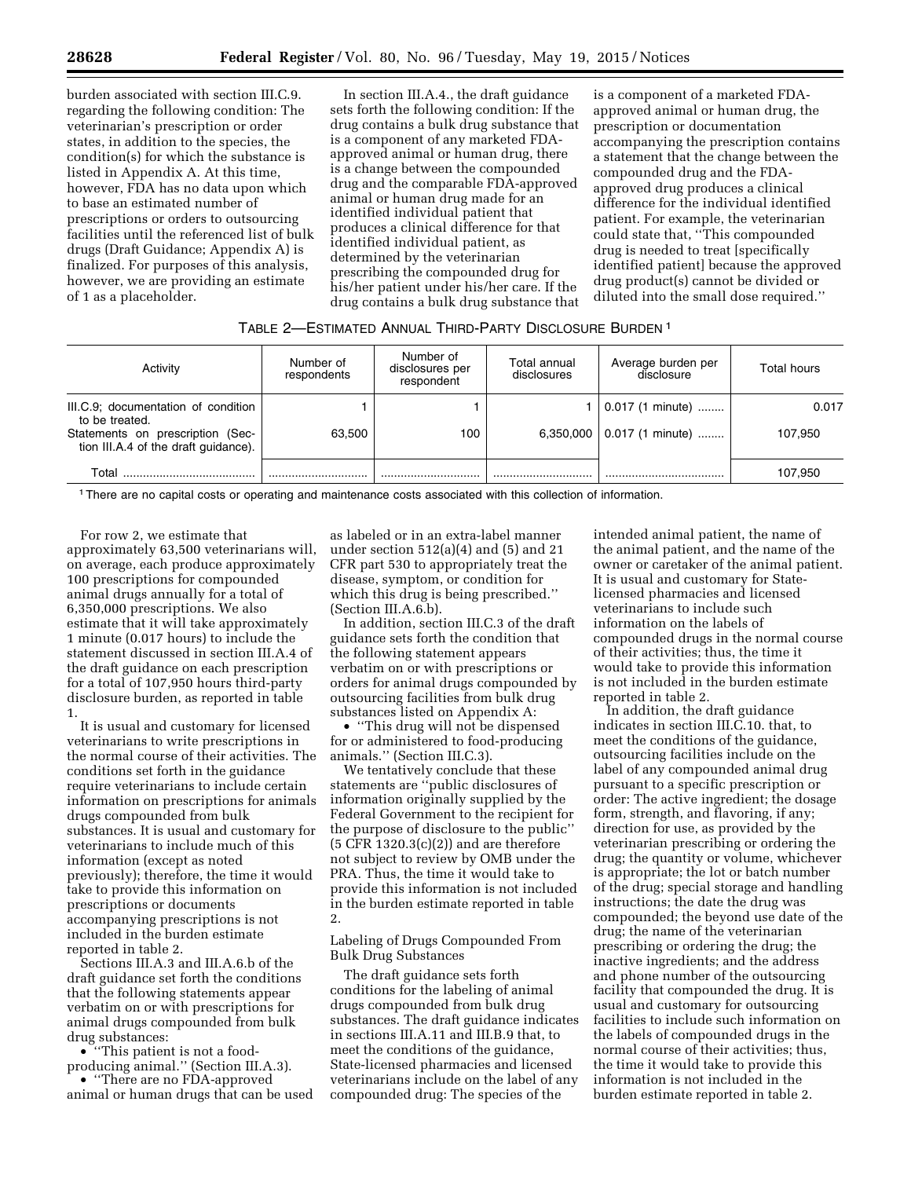burden associated with section III.C.9. regarding the following condition: The veterinarian's prescription or order states, in addition to the species, the condition(s) for which the substance is listed in Appendix A. At this time, however, FDA has no data upon which to base an estimated number of prescriptions or orders to outsourcing facilities until the referenced list of bulk drugs (Draft Guidance; Appendix A) is finalized. For purposes of this analysis, however, we are providing an estimate of 1 as a placeholder.

In section III.A.4., the draft guidance sets forth the following condition: If the drug contains a bulk drug substance that is a component of any marketed FDA-approved animal or human drug, there is a change between the compounded drug and the comparable FDA-approved animal or human drug made for an identified individual patient that produces a clinical difference for that identified individual patient, as determined by the veterinarian prescribing the compounded drug for his/her patient under his/her care. If the drug contains a bulk drug substance that is a component of a marketed FDA-approved animal or human drug, the prescription or documentation accompanying the prescription contains a statement that the change between the compounded drug and the FDA-approved drug produces a clinical difference for the individual identified patient. For example, the veterinarian could state that, ''This compounded drug is needed to treat [specifically identified patient] because the approved drug product(s) cannot be divided or diluted into the small dose required.''

TABLE 2—ESTIMATED ANNUAL THIRD-PARTY DISCLOSURE BURDEN [1]

| Activity | Number of respondents | Number of disclosures per respondent | Total annual disclosures | Average burden per disclosure | Total hours |
|---|---|---|---|---|---|
| III.C.9; documentation of condition to be treated. | 1 | 1 | 1 | 0.017 (1 minute) | 0.017 |
| Statements on prescription (Section III.A.4 of the draft guidance). | 63,500 | 100 | 6,350,000 | 0.017 (1 minute) | 107,950 |
| Total | | | | | 107,950 |

[1] There are no capital costs or operating and maintenance costs associated with this collection of information.

For row 2, we estimate that approximately 63,500 veterinarians will, on average, each produce approximately 100 prescriptions for compounded animal drugs annually for a total of 6,350,000 prescriptions. We also estimate that it will take approximately 1 minute (0.017 hours) to include the statement discussed in section III.A.4 of the draft guidance on each prescription for a total of 107,950 hours third-party disclosure burden, as reported in table 1.

It is usual and customary for licensed veterinarians to write prescriptions in the normal course of their activities. The conditions set forth in the guidance require veterinarians to include certain information on prescriptions for animals drugs compounded from bulk substances. It is usual and customary for veterinarians to include much of this information (except as noted previously); therefore, the time it would take to provide this information on prescriptions or documents accompanying prescriptions is not included in the burden estimate reported in table 2.

Sections III.A.3 and III.A.6.b of the draft guidance set forth the conditions that the following statements appear verbatim on or with prescriptions for animal drugs compounded from bulk drug substances:

- ''This patient is not a food-producing animal.'' (Section III.A.3).
- ''There are no FDA-approved animal or human drugs that can be used as labeled or in an extra-label manner under section 512(a)(4) and (5) and 21 CFR part 530 to appropriately treat the disease, symptom, or condition for which this drug is being prescribed.'' (Section III.A.6.b).

In addition, section III.C.3 of the draft guidance sets forth the condition that the following statement appears verbatim on or with prescriptions or orders for animal drugs compounded by outsourcing facilities from bulk drug substances listed on Appendix A:

- ''This drug will not be dispensed for or administered to food-producing animals.'' (Section III.C.3).

We tentatively conclude that these statements are ''public disclosures of information originally supplied by the Federal Government to the recipient for the purpose of disclosure to the public'' (5 CFR 1320.3(c)(2)) and are therefore not subject to review by OMB under the PRA. Thus, the time it would take to provide this information is not included in the burden estimate reported in table 2.

Labeling of Drugs Compounded From Bulk Drug Substances

The draft guidance sets forth conditions for the labeling of animal drugs compounded from bulk drug substances. The draft guidance indicates in sections III.A.11 and III.B.9 that, to meet the conditions of the guidance, State-licensed pharmacies and licensed veterinarians include on the label of any compounded drug: The species of the intended animal patient, the name of the animal patient, and the name of the owner or caretaker of the animal patient. It is usual and customary for State-licensed pharmacies and licensed veterinarians to include such information on the labels of compounded drugs in the normal course of their activities; thus, the time it would take to provide this information is not included in the burden estimate reported in table 2.

In addition, the draft guidance indicates in section III.C.10. that, to meet the conditions of the guidance, outsourcing facilities include on the label of any compounded animal drug pursuant to a specific prescription or order: The active ingredient; the dosage form, strength, and flavoring, if any; direction for use, as provided by the veterinarian prescribing or ordering the drug; the quantity or volume, whichever is appropriate; the lot or batch number of the drug; special storage and handling instructions; the date the drug was compounded; the beyond use date of the drug; the name of the veterinarian prescribing or ordering the drug; the inactive ingredients; and the address and phone number of the outsourcing facility that compounded the drug. It is usual and customary for outsourcing facilities to include such information on the labels of compounded drugs in the normal course of their activities; thus, the time it would take to provide this information is not included in the burden estimate reported in table 2.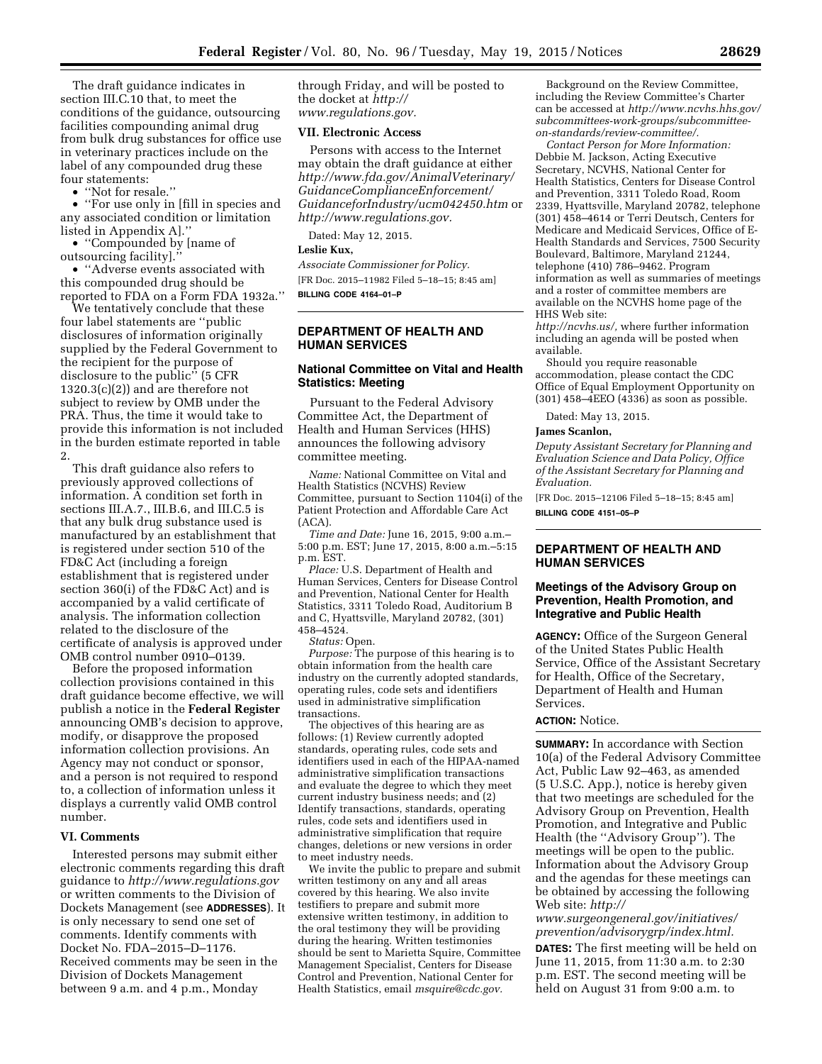The draft guidance indicates in section III.C.10 that, to meet the conditions of the guidance, outsourcing facilities compounding animal drug from bulk drug substances for office use in veterinary practices include on the label of any compounded drug these four statements:

- ''Not for resale.''
- ''For use only in [fill in species and any associated condition or limitation listed in Appendix A].''
- ''Compounded by [name of outsourcing facility].''
- ''Adverse events associated with this compounded drug should be reported to FDA on a Form FDA 1932a.''

We tentatively conclude that these four label statements are ''public disclosures of information originally supplied by the Federal Government to the recipient for the purpose of disclosure to the public'' (5 CFR 1320.3(c)(2)) and are therefore not subject to review by OMB under the PRA. Thus, the time it would take to provide this information is not included in the burden estimate reported in table 2.

This draft guidance also refers to previously approved collections of information. A condition set forth in sections III.A.7., III.B.6, and III.C.5 is that any bulk drug substance used is manufactured by an establishment that is registered under section 510 of the FD&C Act (including a foreign establishment that is registered under section 360(i) of the FD&C Act) and is accompanied by a valid certificate of analysis. The information collection related to the disclosure of the certificate of analysis is approved under OMB control number 0910–0139.

Before the proposed information collection provisions contained in this draft guidance become effective, we will publish a notice in the **Federal Register** announcing OMB's decision to approve, modify, or disapprove the proposed information collection provisions. An Agency may not conduct or sponsor, and a person is not required to respond to, a collection of information unless it displays a currently valid OMB control number.

### VI. Comments

Interested persons may submit either electronic comments regarding this draft guidance to *http://www.regulations.gov* or written comments to the Division of Dockets Management (see **ADDRESSES**). It is only necessary to send one set of comments. Identify comments with Docket No. FDA–2015–D–1176. Received comments may be seen in the Division of Dockets Management between 9 a.m. and 4 p.m., Monday through Friday, and will be posted to the docket at *http://www.regulations.gov.*

### VII. Electronic Access

Persons with access to the Internet may obtain the draft guidance at either *http://www.fda.gov/AnimalVeterinary/GuidanceComplianceEnforcement/GuidanceforIndustry/ucm042450.htm* or *http://www.regulations.gov.*

Dated: May 12, 2015.

**Leslie Kux,**

*Associate Commissioner for Policy.*

[FR Doc. 2015–11982 Filed 5–18–15; 8:45 am]

**BILLING CODE 4164–01–P**

---

## DEPARTMENT OF HEALTH AND HUMAN SERVICES

### National Committee on Vital and Health Statistics: Meeting

Pursuant to the Federal Advisory Committee Act, the Department of Health and Human Services (HHS) announces the following advisory committee meeting.

*Name:* National Committee on Vital and Health Statistics (NCVHS) Review Committee, pursuant to Section 1104(i) of the Patient Protection and Affordable Care Act (ACA).

*Time and Date:* June 16, 2015, 9:00 a.m.–5:00 p.m. EST; June 17, 2015, 8:00 a.m.–5:15 p.m. EST.

*Place:* U.S. Department of Health and Human Services, Centers for Disease Control and Prevention, National Center for Health Statistics, 3311 Toledo Road, Auditorium B and C, Hyattsville, Maryland 20782, (301) 458–4524.

*Status:* Open.

*Purpose:* The purpose of this hearing is to obtain information from the health care industry on the currently adopted standards, operating rules, code sets and identifiers used in administrative simplification transactions.

The objectives of this hearing are as follows: (1) Review currently adopted standards, operating rules, code sets and identifiers used in each of the HIPAA-named administrative simplification transactions and evaluate the degree to which they meet current industry business needs; and (2) Identify transactions, standards, operating rules, code sets and identifiers used in administrative simplification that require changes, deletions or new versions in order to meet industry needs.

We invite the public to prepare and submit written testimony on any and all areas covered by this hearing. We also invite testifiers to prepare and submit more extensive written testimony, in addition to the oral testimony they will be providing during the hearing. Written testimonies should be sent to Marietta Squire, Committee Management Specialist, Centers for Disease Control and Prevention, National Center for Health Statistics, email *msquire@cdc.gov.*

Background on the Review Committee, including the Review Committee's Charter can be accessed at *http://www.ncvhs.hhs.gov/subcommittees-work-groups/subcommittee-on-standards/review-committee/.*

*Contact Person for More Information:* Debbie M. Jackson, Acting Executive Secretary, NCVHS, National Center for Health Statistics, Centers for Disease Control and Prevention, 3311 Toledo Road, Room 2339, Hyattsville, Maryland 20782, telephone (301) 458–4614 or Terri Deutsch, Centers for Medicare and Medicaid Services, Office of E-Health Standards and Services, 7500 Security Boulevard, Baltimore, Maryland 21244, telephone (410) 786–9462. Program information as well as summaries of meetings and a roster of committee members are available on the NCVHS home page of the HHS Web site: *http://ncvhs.us/,* where further information including an agenda will be posted when available.

Should you require reasonable accommodation, please contact the CDC Office of Equal Employment Opportunity on (301) 458–4EEO (4336) as soon as possible.

Dated: May 13, 2015.

**James Scanlon,**

*Deputy Assistant Secretary for Planning and Evaluation Science and Data Policy, Office of the Assistant Secretary for Planning and Evaluation.*

[FR Doc. 2015–12106 Filed 5–18–15; 8:45 am]

**BILLING CODE 4151–05–P**

---

## DEPARTMENT OF HEALTH AND HUMAN SERVICES

### Meetings of the Advisory Group on Prevention, Health Promotion, and Integrative and Public Health

**AGENCY:** Office of the Surgeon General of the United States Public Health Service, Office of the Assistant Secretary for Health, Office of the Secretary, Department of Health and Human Services.

**ACTION:** Notice.

**SUMMARY:** In accordance with Section 10(a) of the Federal Advisory Committee Act, Public Law 92–463, as amended (5 U.S.C. App.), notice is hereby given that two meetings are scheduled for the Advisory Group on Prevention, Health Promotion, and Integrative and Public Health (the ''Advisory Group''). The meetings will be open to the public. Information about the Advisory Group and the agendas for these meetings can be obtained by accessing the following Web site: *http://www.surgeongeneral.gov/initiatives/prevention/advisorygrp/index.html.*

**DATES:** The first meeting will be held on June 11, 2015, from 11:30 a.m. to 2:30 p.m. EST. The second meeting will be held on August 31 from 9:00 a.m. to